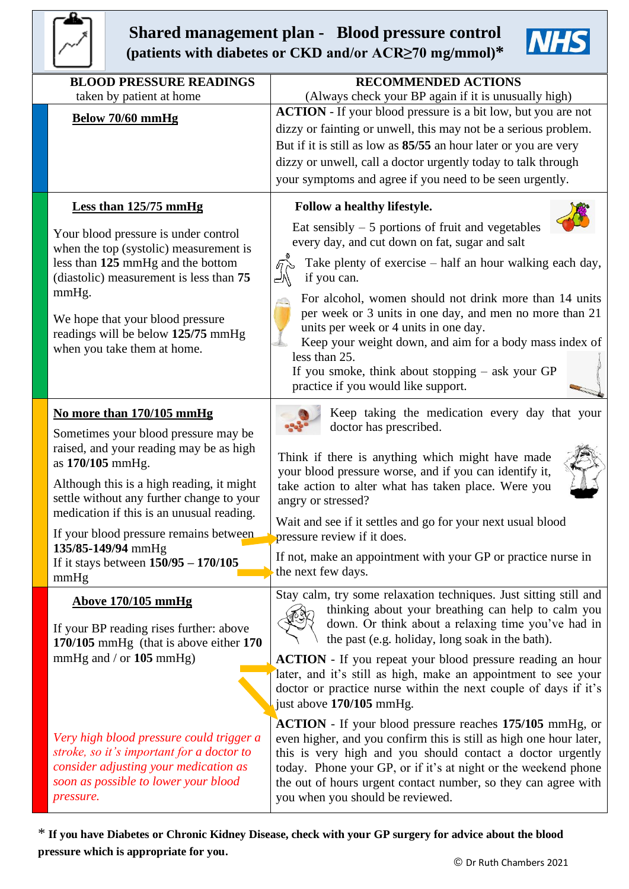# Shared management plan - Blood pressure control (patients with diabetes or CKD and/or ACR≥70 mg/mmol)*

| **BLOOD PRESSURE READINGS** taken by patient at home | **RECOMMENDED ACTIONS** (Always check your BP again if it is unusually high) |
|---|---|
| **Below 70/60 mmHg** | **ACTION** - If your blood pressure is a bit low, but you are not dizzy or fainting or unwell, this may not be a serious problem. But if it is still as low as **85/55** an hour later or you are very dizzy or unwell, call a doctor urgently today to talk through your symptoms and agree if you need to be seen urgently. |
| **Less than 125/75 mmHg**<br><br>Your blood pressure is under control when the top (systolic) measurement is less than **125** mmHg and the bottom (diastolic) measurement is less than **75** mmHg.<br><br>We hope that your blood pressure readings will be below **125/75** mmHg when you take them at home. | **Follow a healthy lifestyle.**<br><br>Eat sensibly – 5 portions of fruit and vegetables every day, and cut down on fat, sugar and salt<br><br>Take plenty of exercise – half an hour walking each day, if you can.<br><br>For alcohol, women should not drink more than 14 units per week or 3 units in one day, and men no more than 21 units per week or 4 units in one day.<br>Keep your weight down, and aim for a body mass index of less than 25.<br>If you smoke, think about stopping – ask your GP practice if you would like support. |
| **No more than 170/105 mmHg**<br><br>Sometimes your blood pressure may be raised, and your reading may be as high as **170/105** mmHg.<br><br>Although this is a high reading, it might settle without any further change to your medication if this is an unusual reading. | Keep taking the medication every day that your doctor has prescribed.<br><br>Think if there is anything which might have made your blood pressure worse, and if you can identify it, take action to alter what has taken place. Were you angry or stressed? |
| If your blood pressure remains between **135/85-149/94** mmHg → | Wait and see if it settles and go for your next usual blood pressure review if it does. |
| If it stays between **150/95 – 170/105** mmHg → | If not, make an appointment with your GP or practice nurse in the next few days. |
| **Above 170/105 mmHg** | Stay calm, try some relaxation techniques. Just sitting still and thinking about your breathing can help to calm you down. Or think about a relaxing time you've had in the past (e.g. holiday, long soak in the bath). |
| If your BP reading rises further: above **170/105** mmHg (that is above either **170** mmHg and / or **105** mmHg) → | **ACTION** - If you repeat your blood pressure reading an hour later, and it's still as high, make an appointment to see your doctor or practice nurse within the next couple of days if it's just above **170/105** mmHg. |
| *Very high blood pressure could trigger a stroke, so it's important for a doctor to consider adjusting your medication as soon as possible to lower your blood pressure.* | **ACTION** - If your blood pressure reaches **175/105** mmHg, or even higher, and you confirm this is still as high one hour later, this is very high and you should contact a doctor urgently today. Phone your GP, or if it's at night or the weekend phone the out of hours urgent contact number, so they can agree with you when you should be reviewed. |

\* **If you have Diabetes or Chronic Kidney Disease, check with your GP surgery for advice about the blood pressure which is appropriate for you.**

© Dr Ruth Chambers 2021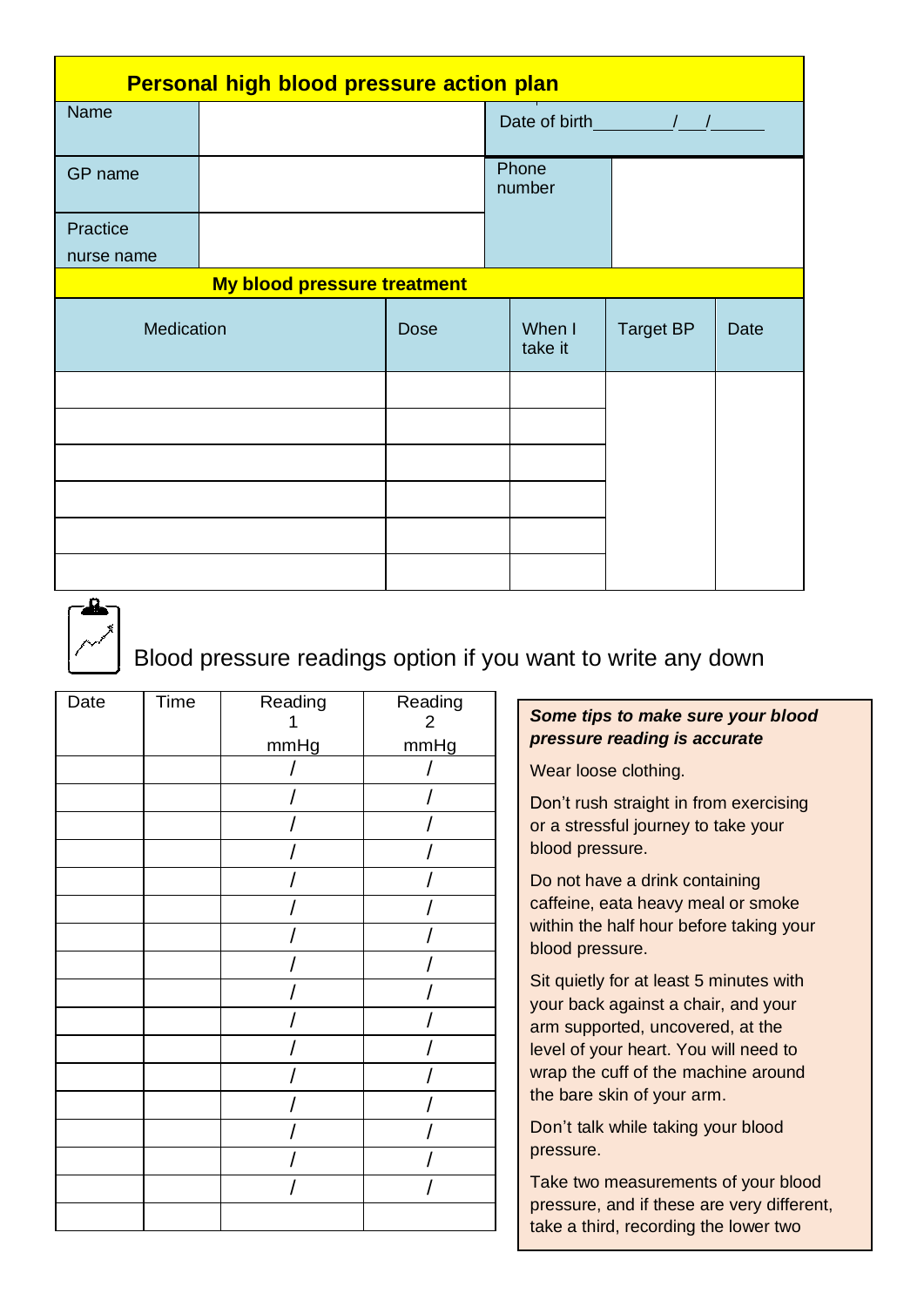# Personal high blood pressure action plan

| | | | |
|---|---|---|---|
| Name | | Date of birth______/___/_____ | |
| GP name | | Phone number | |
| Practice nurse name | | | |

## My blood pressure treatment

| Medication | Dose | When I take it | Target BP | Date |
|---|---|---|---|---|
| | | | | |
| | | | | |
| | | | | |
| | | | | |
| | | | | |
| | | | | |

Blood pressure readings option if you want to write any down

| Date | Time | Reading 1 mmHg | Reading 2 mmHg |
|---|---|---|---|
| | | / | / |
| | | / | / |
| | | / | / |
| | | / | / |
| | | / | / |
| | | / | / |
| | | / | / |
| | | / | / |
| | | / | / |
| | | / | / |
| | | / | / |
| | | / | / |
| | | / | / |
| | | / | / |
| | | / | / |
| | | / | / |
| | | | |

***Some tips to make sure your blood pressure reading is accurate***

Wear loose clothing.

Don't rush straight in from exercising or a stressful journey to take your blood pressure.

Do not have a drink containing caffeine, eata heavy meal or smoke within the half hour before taking your blood pressure.

Sit quietly for at least 5 minutes with your back against a chair, and your arm supported, uncovered, at the level of your heart. You will need to wrap the cuff of the machine around the bare skin of your arm.

Don't talk while taking your blood pressure.

Take two measurements of your blood pressure, and if these are very different, take a third, recording the lower two